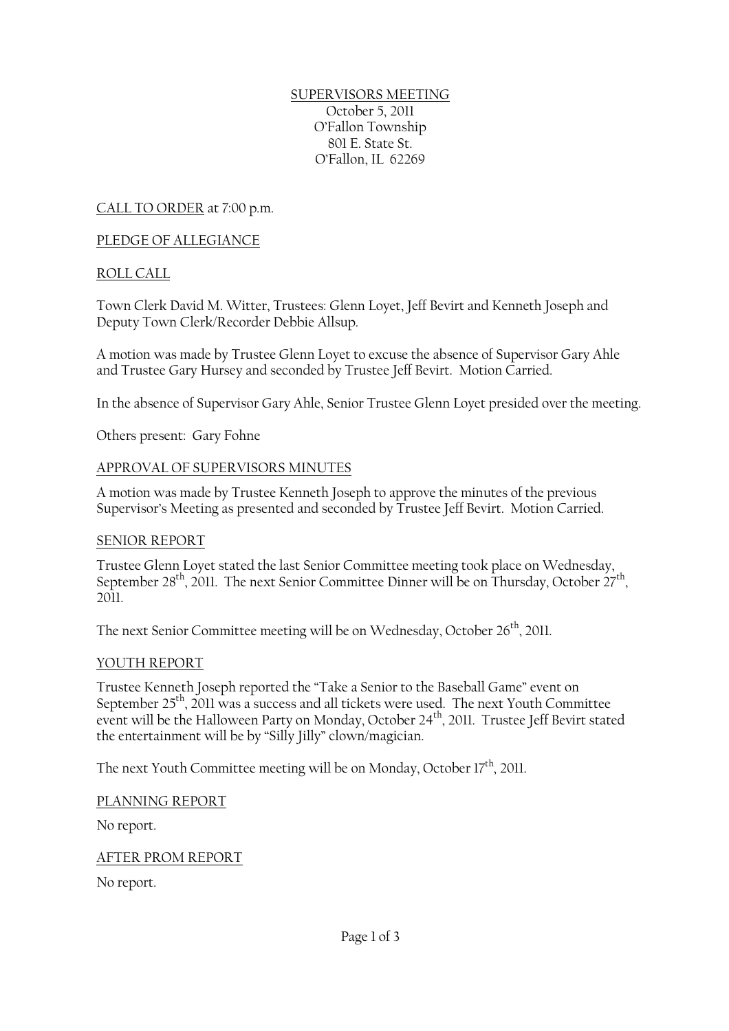SUPERVISORS MEETING
October 5, 2011
O'Fallon Township
801 E. State St.
O'Fallon, IL 62269

CALL TO ORDER at 7:00 p.m.

PLEDGE OF ALLEGIANCE

ROLL CALL

Town Clerk David M. Witter, Trustees: Glenn Loyet, Jeff Bevirt and Kenneth Joseph and Deputy Town Clerk/Recorder Debbie Allsup.

A motion was made by Trustee Glenn Loyet to excuse the absence of Supervisor Gary Ahle and Trustee Gary Hursey and seconded by Trustee Jeff Bevirt. Motion Carried.

In the absence of Supervisor Gary Ahle, Senior Trustee Glenn Loyet presided over the meeting.

Others present: Gary Fohne

APPROVAL OF SUPERVISORS MINUTES

A motion was made by Trustee Kenneth Joseph to approve the minutes of the previous Supervisor's Meeting as presented and seconded by Trustee Jeff Bevirt. Motion Carried.

SENIOR REPORT

Trustee Glenn Loyet stated the last Senior Committee meeting took place on Wednesday, September 28th, 2011. The next Senior Committee Dinner will be on Thursday, October 27th, 2011.

The next Senior Committee meeting will be on Wednesday, October 26th, 2011.

YOUTH REPORT

Trustee Kenneth Joseph reported the "Take a Senior to the Baseball Game" event on September 25th, 2011 was a success and all tickets were used. The next Youth Committee event will be the Halloween Party on Monday, October 24th, 2011. Trustee Jeff Bevirt stated the entertainment will be by "Silly Jilly" clown/magician.

The next Youth Committee meeting will be on Monday, October 17th, 2011.

PLANNING REPORT

No report.

AFTER PROM REPORT

No report.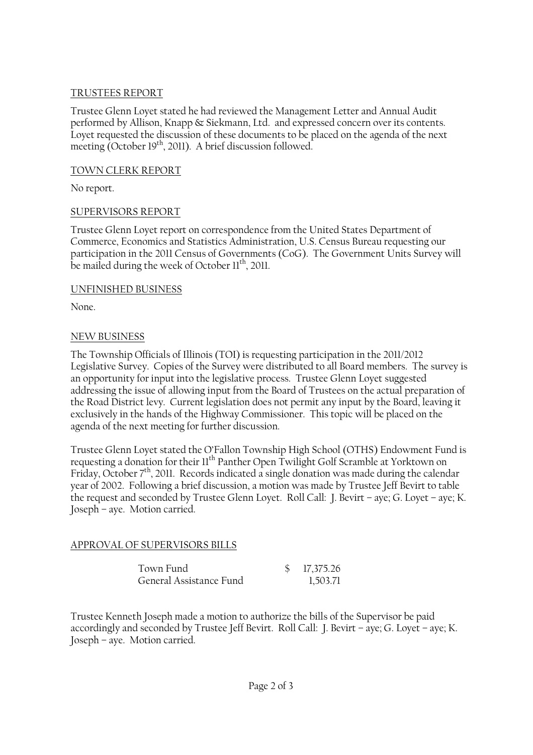TRUSTEES REPORT

Trustee Glenn Loyet stated he had reviewed the Management Letter and Annual Audit performed by Allison, Knapp & Siekmann, Ltd. and expressed concern over its contents. Loyet requested the discussion of these documents to be placed on the agenda of the next meeting (October 19th, 2011). A brief discussion followed.

TOWN CLERK REPORT

No report.

SUPERVISORS REPORT

Trustee Glenn Loyet report on correspondence from the United States Department of Commerce, Economics and Statistics Administration, U.S. Census Bureau requesting our participation in the 2011 Census of Governments (CoG). The Government Units Survey will be mailed during the week of October 11th, 2011.

UNFINISHED BUSINESS

None.

NEW BUSINESS

The Township Officials of Illinois (TOI) is requesting participation in the 2011/2012 Legislative Survey. Copies of the Survey were distributed to all Board members. The survey is an opportunity for input into the legislative process. Trustee Glenn Loyet suggested addressing the issue of allowing input from the Board of Trustees on the actual preparation of the Road District levy. Current legislation does not permit any input by the Board, leaving it exclusively in the hands of the Highway Commissioner. This topic will be placed on the agenda of the next meeting for further discussion.

Trustee Glenn Loyet stated the O'Fallon Township High School (OTHS) Endowment Fund is requesting a donation for their 11th Panther Open Twilight Golf Scramble at Yorktown on Friday, October 7th, 2011. Records indicated a single donation was made during the calendar year of 2002. Following a brief discussion, a motion was made by Trustee Jeff Bevirt to table the request and seconded by Trustee Glenn Loyet. Roll Call: J. Bevirt – aye; G. Loyet – aye; K. Joseph – aye. Motion carried.

APPROVAL OF SUPERVISORS BILLS

| | |
|---|---|
| Town Fund | $ 17,375.26 |
| General Assistance Fund | 1,503.71 |

Trustee Kenneth Joseph made a motion to authorize the bills of the Supervisor be paid accordingly and seconded by Trustee Jeff Bevirt. Roll Call: J. Bevirt – aye; G. Loyet – aye; K. Joseph – aye. Motion carried.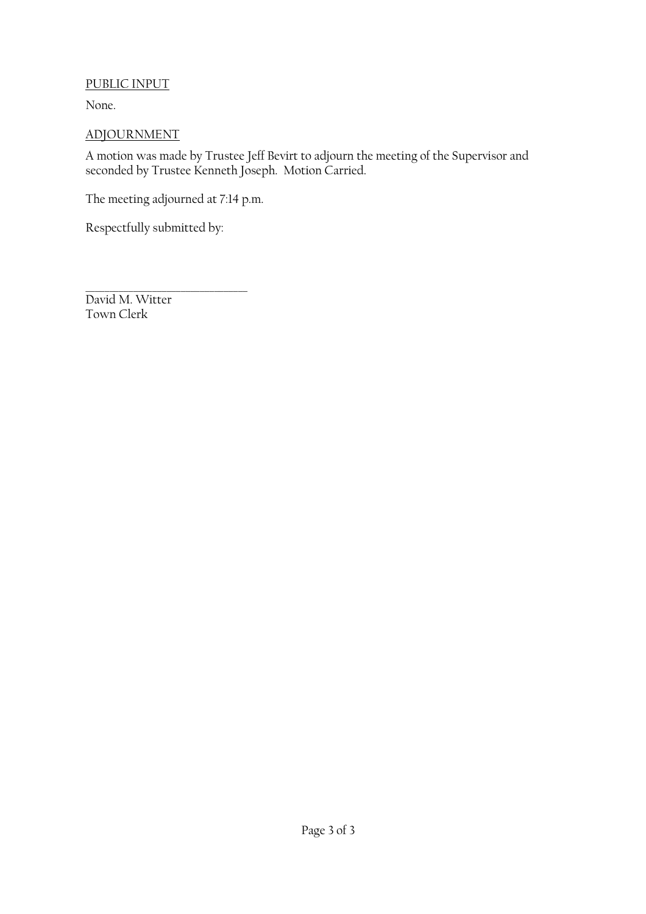PUBLIC INPUT

None.

ADJOURNMENT

A motion was made by Trustee Jeff Bevirt to adjourn the meeting of the Supervisor and seconded by Trustee Kenneth Joseph. Motion Carried.

The meeting adjourned at 7:14 p.m.

Respectfully submitted by:

\_\_\_\_\_\_\_\_\_\_\_\_\_\_\_\_\_\_\_\_\_\_\_\_\_\_\_\_\_\_

David M. Witter
Town Clerk